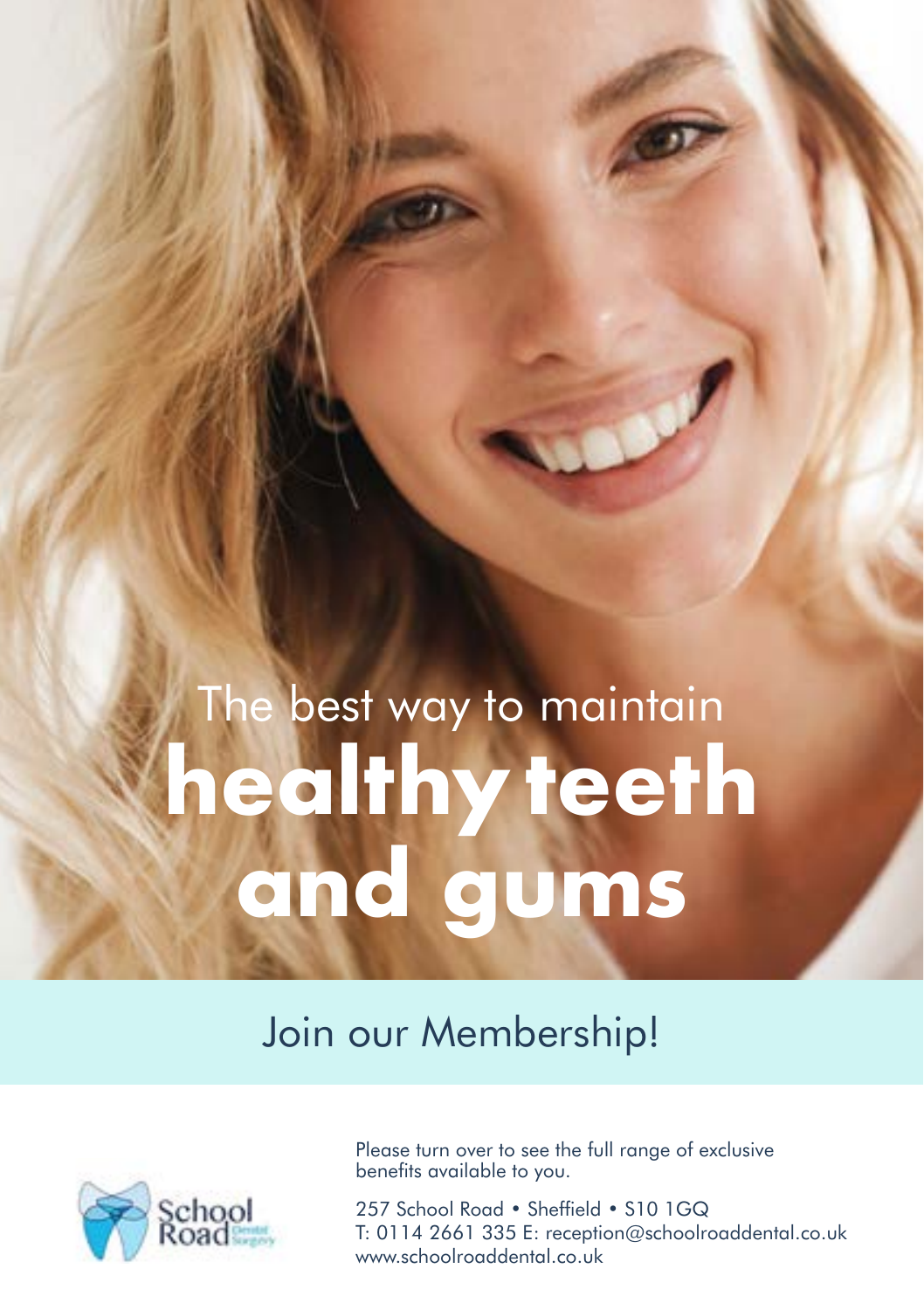# The best way to maintain **healthy teeth and gums**

## Join our Membership!

Please turn over to see the full range of exclusive benefits available to you.

School Road Dental Surgery

257 School Road • Sheffield • S10 1GQ
T: 0114 2661 335 E: reception@schoolroaddental.co.uk
www.schoolroaddental.co.uk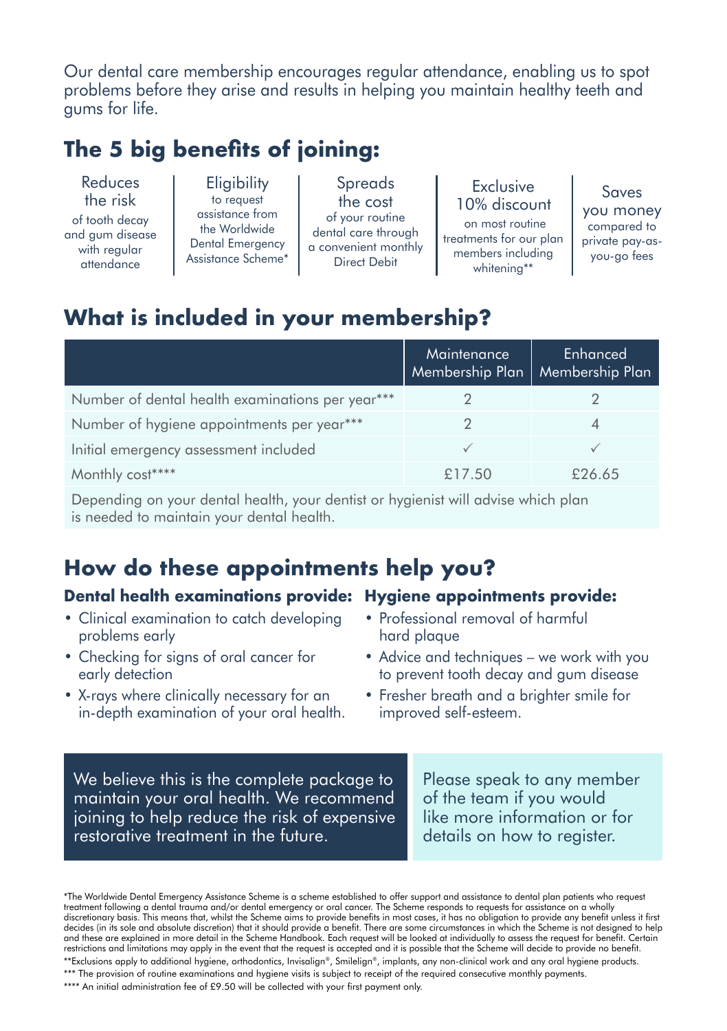Our dental care membership encourages regular attendance, enabling us to spot problems before they arise and results in helping you maintain healthy teeth and gums for life.

## The 5 big benefits of joining:

- **Reduces the risk** of tooth decay and gum disease with regular attendance
- **Eligibility** to request assistance from the Worldwide Dental Emergency Assistance Scheme*
- **Spreads the cost** of your routine dental care through a convenient monthly Direct Debit
- **Exclusive 10% discount** on most routine treatments for our plan members including whitening**
- **Saves you money** compared to private pay-as-you-go fees

## What is included in your membership?

| | Maintenance Membership Plan | Enhanced Membership Plan |
|---|---|---|
| Number of dental health examinations per year*** | 2 | 2 |
| Number of hygiene appointments per year*** | 2 | 4 |
| Initial emergency assessment included | ✓ | ✓ |
| Monthly cost**** | £17.50 | £26.65 |

Depending on your dental health, your dentist or hygienist will advise which plan is needed to maintain your dental health.

## How do these appointments help you?

### Dental health examinations provide:

- Clinical examination to catch developing problems early
- Checking for signs of oral cancer for early detection
- X-rays where clinically necessary for an in-depth examination of your oral health.

### Hygiene appointments provide:

- Professional removal of harmful hard plaque
- Advice and techniques – we work with you to prevent tooth decay and gum disease
- Fresher breath and a brighter smile for improved self-esteem.

We believe this is the complete package to maintain your oral health. We recommend joining to help reduce the risk of expensive restorative treatment in the future.

Please speak to any member of the team if you would like more information or for details on how to register.

*The Worldwide Dental Emergency Assistance Scheme is a scheme established to offer support and assistance to dental plan patients who request treatment following a dental trauma and/or dental emergency or oral cancer. The Scheme responds to requests for assistance on a wholly discretionary basis. This means that, whilst the Scheme aims to provide benefits in most cases, it has no obligation to provide any benefit unless it first decides (in its sole and absolute discretion) that it should provide a benefit. There are some circumstances in which the Scheme is not designed to help and these are explained in more detail in the Scheme Handbook. Each request will be looked at individually to assess the request for benefit. Certain restrictions and limitations may apply in the event that the request is accepted and it is possible that the Scheme will decide to provide no benefit.

**Exclusions apply to additional hygiene, orthodontics, Invisalign®, Smilelign®, implants, any non-clinical work and any oral hygiene products.

*** The provision of routine examinations and hygiene visits is subject to receipt of the required consecutive monthly payments.

**** An initial administration fee of £9.50 will be collected with your first payment only.